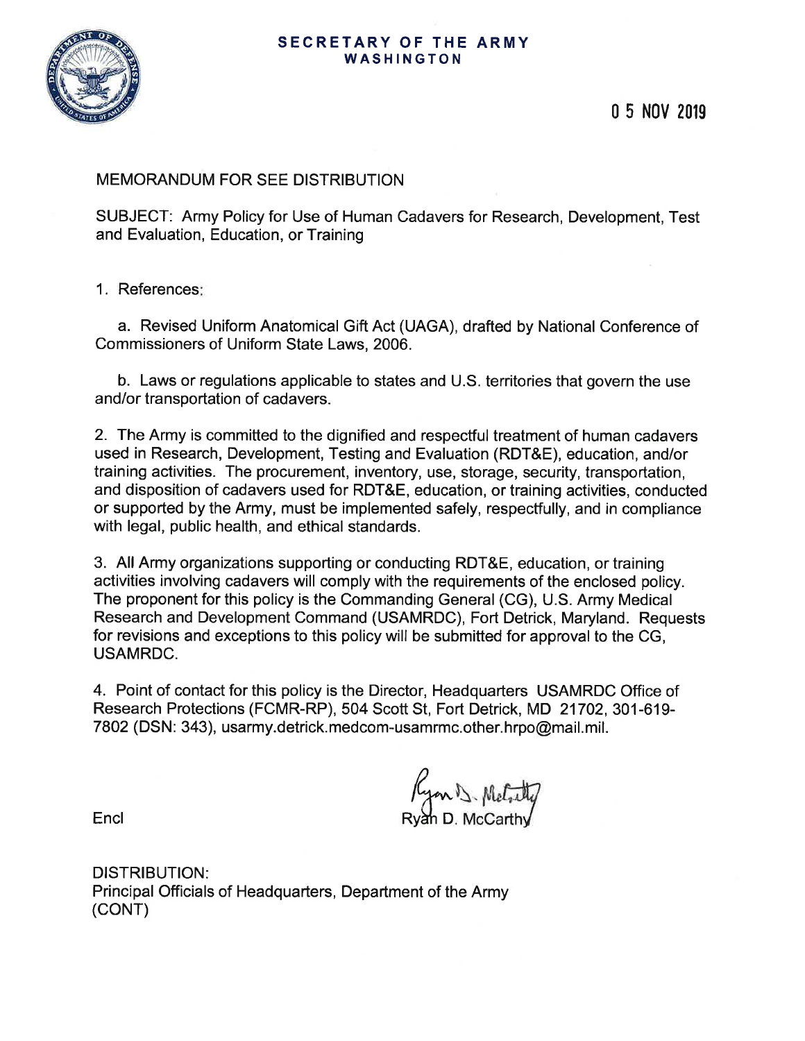**SECRETARY OF THE ARMY**
**WASHINGTON**

0 5 NOV 2019

MEMORANDUM FOR SEE DISTRIBUTION

SUBJECT: Army Policy for Use of Human Cadavers for Research, Development, Test and Evaluation, Education, or Training

1. References:

   a. Revised Uniform Anatomical Gift Act (UAGA), drafted by National Conference of Commissioners of Uniform State Laws, 2006.

   b. Laws or regulations applicable to states and U.S. territories that govern the use and/or transportation of cadavers.

2. The Army is committed to the dignified and respectful treatment of human cadavers used in Research, Development, Testing and Evaluation (RDT&E), education, and/or training activities. The procurement, inventory, use, storage, security, transportation, and disposition of cadavers used for RDT&E, education, or training activities, conducted or supported by the Army, must be implemented safely, respectfully, and in compliance with legal, public health, and ethical standards.

3. All Army organizations supporting or conducting RDT&E, education, or training activities involving cadavers will comply with the requirements of the enclosed policy. The proponent for this policy is the Commanding General (CG), U.S. Army Medical Research and Development Command (USAMRDC), Fort Detrick, Maryland. Requests for revisions and exceptions to this policy will be submitted for approval to the CG, USAMRDC.

4. Point of contact for this policy is the Director, Headquarters USAMRDC Office of Research Protections (FCMR-RP), 504 Scott St, Fort Detrick, MD 21702, 301-619-7802 (DSN: 343), usarmy.detrick.medcom-usamrmc.other.hrpo@mail.mil.

Ryan D. McCarthy

Encl

DISTRIBUTION:
Principal Officials of Headquarters, Department of the Army
(CONT)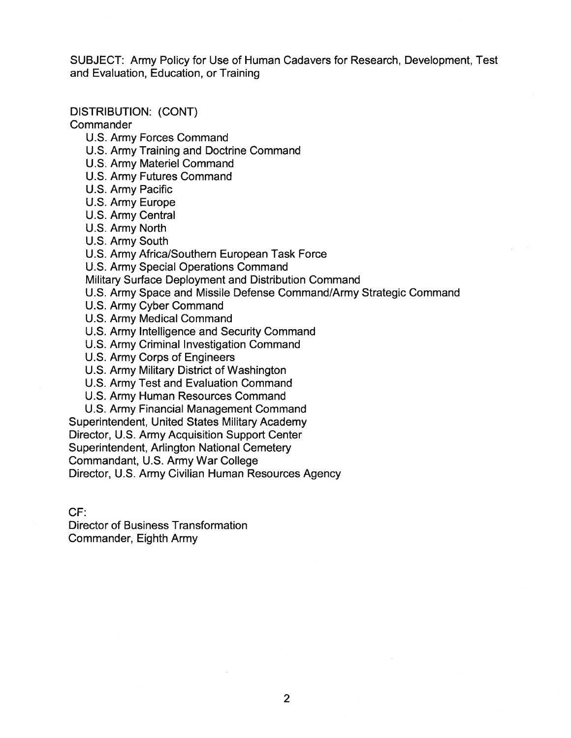SUBJECT: Army Policy for Use of Human Cadavers for Research, Development, Test and Evaluation, Education, or Training

DISTRIBUTION: (CONT)

Commander

- U.S. Army Forces Command
- U.S. Army Training and Doctrine Command
- U.S. Army Materiel Command
- U.S. Army Futures Command
- U.S. Army Pacific
- U.S. Army Europe
- U.S. Army Central
- U.S. Army North
- U.S. Army South
- U.S. Army Africa/Southern European Task Force
- U.S. Army Special Operations Command
- Military Surface Deployment and Distribution Command
- U.S. Army Space and Missile Defense Command/Army Strategic Command
- U.S. Army Cyber Command
- U.S. Army Medical Command
- U.S. Army Intelligence and Security Command
- U.S. Army Criminal Investigation Command
- U.S. Army Corps of Engineers
- U.S. Army Military District of Washington
- U.S. Army Test and Evaluation Command
- U.S. Army Human Resources Command
- U.S. Army Financial Management Command

Superintendent, United States Military Academy
Director, U.S. Army Acquisition Support Center
Superintendent, Arlington National Cemetery
Commandant, U.S. Army War College
Director, U.S. Army Civilian Human Resources Agency

CF:
Director of Business Transformation
Commander, Eighth Army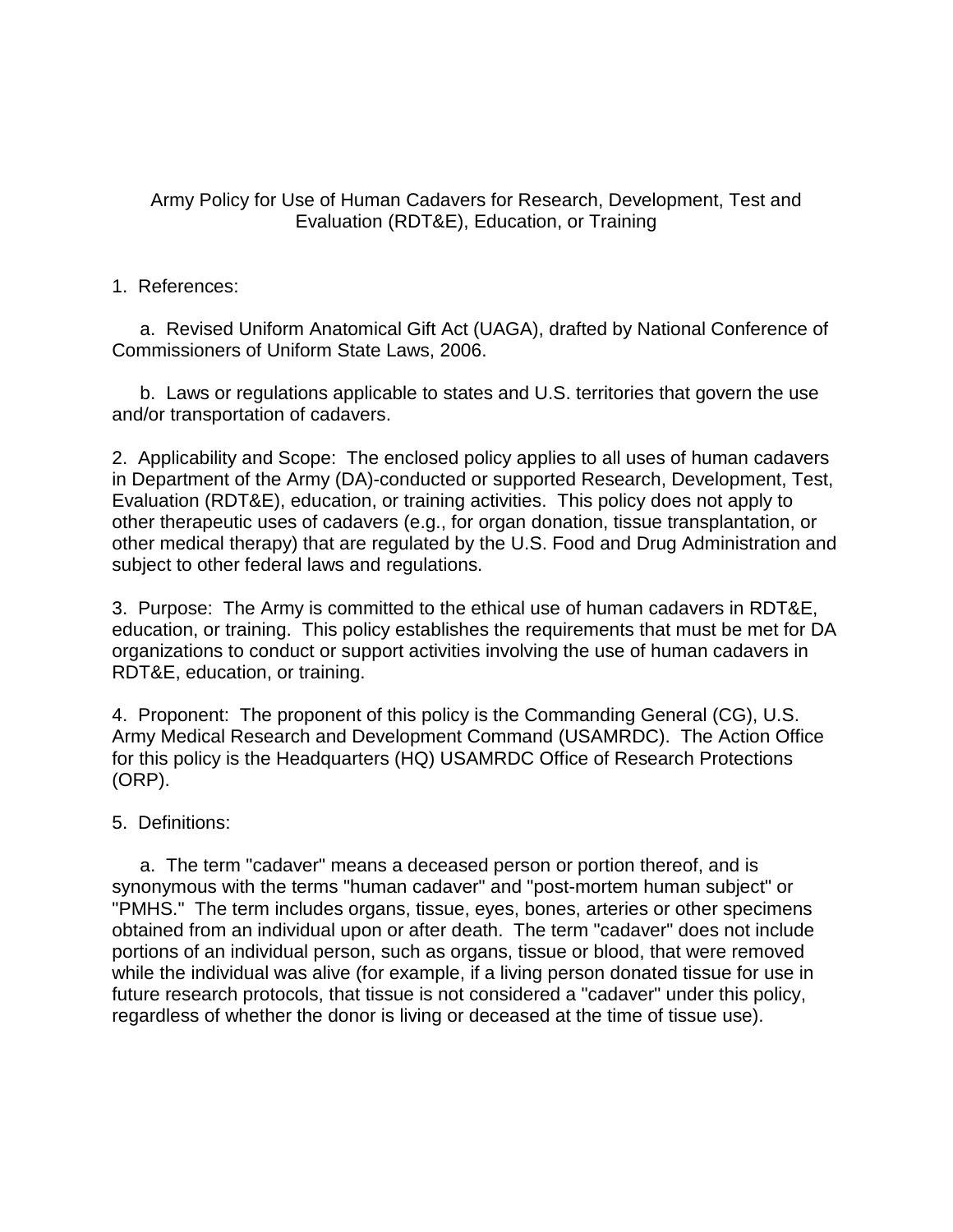# Army Policy for Use of Human Cadavers for Research, Development, Test and Evaluation (RDT&E), Education, or Training

1. References:

   a. Revised Uniform Anatomical Gift Act (UAGA), drafted by National Conference of Commissioners of Uniform State Laws, 2006.

   b. Laws or regulations applicable to states and U.S. territories that govern the use and/or transportation of cadavers.

2. Applicability and Scope: The enclosed policy applies to all uses of human cadavers in Department of the Army (DA)-conducted or supported Research, Development, Test, Evaluation (RDT&E), education, or training activities. This policy does not apply to other therapeutic uses of cadavers (e.g., for organ donation, tissue transplantation, or other medical therapy) that are regulated by the U.S. Food and Drug Administration and subject to other federal laws and regulations.

3. Purpose: The Army is committed to the ethical use of human cadavers in RDT&E, education, or training. This policy establishes the requirements that must be met for DA organizations to conduct or support activities involving the use of human cadavers in RDT&E, education, or training.

4. Proponent: The proponent of this policy is the Commanding General (CG), U.S. Army Medical Research and Development Command (USAMRDC). The Action Office for this policy is the Headquarters (HQ) USAMRDC Office of Research Protections (ORP).

5. Definitions:

   a. The term "cadaver" means a deceased person or portion thereof, and is synonymous with the terms "human cadaver" and "post-mortem human subject" or "PMHS." The term includes organs, tissue, eyes, bones, arteries or other specimens obtained from an individual upon or after death. The term "cadaver" does not include portions of an individual person, such as organs, tissue or blood, that were removed while the individual was alive (for example, if a living person donated tissue for use in future research protocols, that tissue is not considered a "cadaver" under this policy, regardless of whether the donor is living or deceased at the time of tissue use).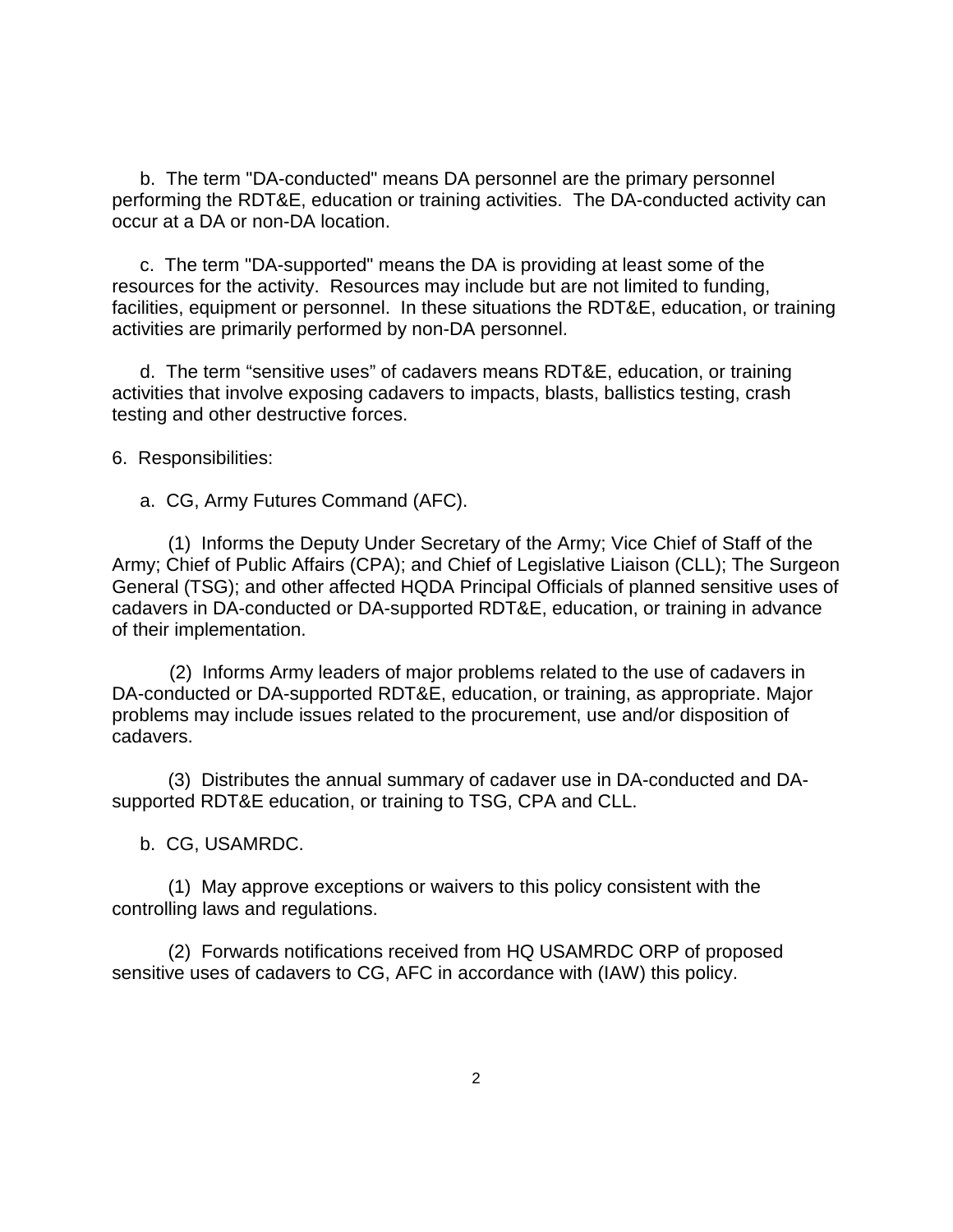b. The term "DA-conducted" means DA personnel are the primary personnel performing the RDT&E, education or training activities. The DA-conducted activity can occur at a DA or non-DA location.

c. The term "DA-supported" means the DA is providing at least some of the resources for the activity. Resources may include but are not limited to funding, facilities, equipment or personnel. In these situations the RDT&E, education, or training activities are primarily performed by non-DA personnel.

d. The term “sensitive uses” of cadavers means RDT&E, education, or training activities that involve exposing cadavers to impacts, blasts, ballistics testing, crash testing and other destructive forces.

6. Responsibilities:

a. CG, Army Futures Command (AFC).

(1) Informs the Deputy Under Secretary of the Army; Vice Chief of Staff of the Army; Chief of Public Affairs (CPA); and Chief of Legislative Liaison (CLL); The Surgeon General (TSG); and other affected HQDA Principal Officials of planned sensitive uses of cadavers in DA-conducted or DA-supported RDT&E, education, or training in advance of their implementation.

(2) Informs Army leaders of major problems related to the use of cadavers in DA-conducted or DA-supported RDT&E, education, or training, as appropriate. Major problems may include issues related to the procurement, use and/or disposition of cadavers.

(3) Distributes the annual summary of cadaver use in DA-conducted and DA-supported RDT&E education, or training to TSG, CPA and CLL.

b. CG, USAMRDC.

(1) May approve exceptions or waivers to this policy consistent with the controlling laws and regulations.

(2) Forwards notifications received from HQ USAMRDC ORP of proposed sensitive uses of cadavers to CG, AFC in accordance with (IAW) this policy.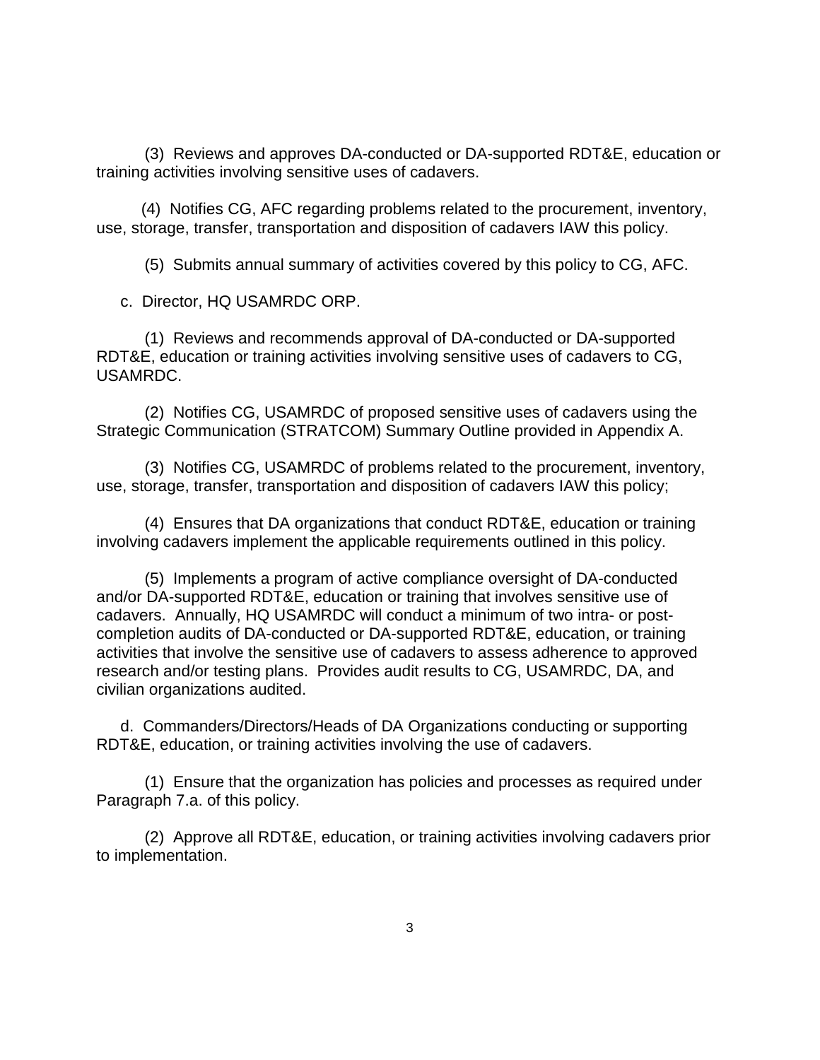(3) Reviews and approves DA-conducted or DA-supported RDT&E, education or training activities involving sensitive uses of cadavers.

(4) Notifies CG, AFC regarding problems related to the procurement, inventory, use, storage, transfer, transportation and disposition of cadavers IAW this policy.

(5) Submits annual summary of activities covered by this policy to CG, AFC.

c. Director, HQ USAMRDC ORP.

(1) Reviews and recommends approval of DA-conducted or DA-supported RDT&E, education or training activities involving sensitive uses of cadavers to CG, USAMRDC.

(2) Notifies CG, USAMRDC of proposed sensitive uses of cadavers using the Strategic Communication (STRATCOM) Summary Outline provided in Appendix A.

(3) Notifies CG, USAMRDC of problems related to the procurement, inventory, use, storage, transfer, transportation and disposition of cadavers IAW this policy;

(4) Ensures that DA organizations that conduct RDT&E, education or training involving cadavers implement the applicable requirements outlined in this policy.

(5) Implements a program of active compliance oversight of DA-conducted and/or DA-supported RDT&E, education or training that involves sensitive use of cadavers. Annually, HQ USAMRDC will conduct a minimum of two intra- or post-completion audits of DA-conducted or DA-supported RDT&E, education, or training activities that involve the sensitive use of cadavers to assess adherence to approved research and/or testing plans. Provides audit results to CG, USAMRDC, DA, and civilian organizations audited.

d. Commanders/Directors/Heads of DA Organizations conducting or supporting RDT&E, education, or training activities involving the use of cadavers.

(1) Ensure that the organization has policies and processes as required under Paragraph 7.a. of this policy.

(2) Approve all RDT&E, education, or training activities involving cadavers prior to implementation.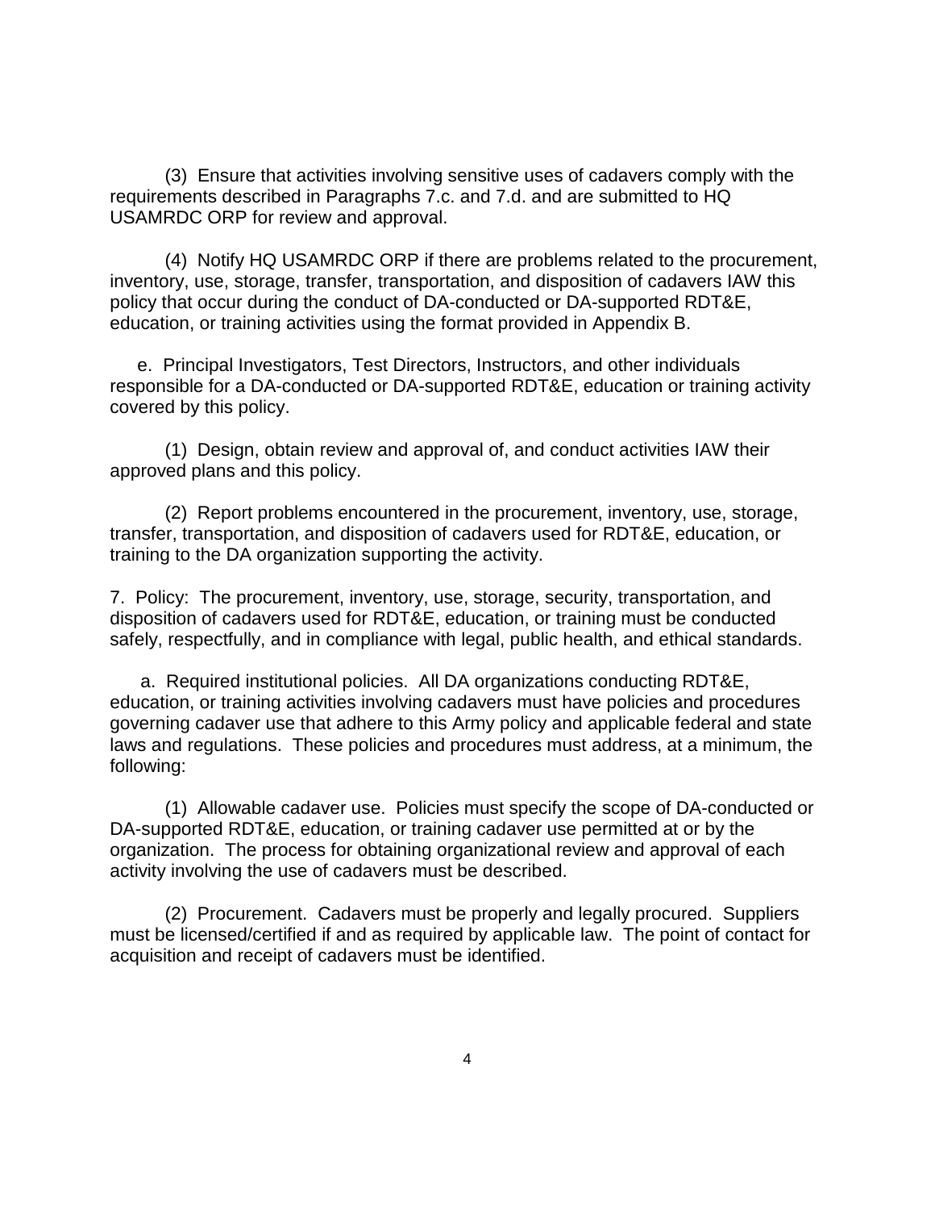(3) Ensure that activities involving sensitive uses of cadavers comply with the requirements described in Paragraphs 7.c. and 7.d. and are submitted to HQ USAMRDC ORP for review and approval.

(4) Notify HQ USAMRDC ORP if there are problems related to the procurement, inventory, use, storage, transfer, transportation, and disposition of cadavers IAW this policy that occur during the conduct of DA-conducted or DA-supported RDT&E, education, or training activities using the format provided in Appendix B.

e. Principal Investigators, Test Directors, Instructors, and other individuals responsible for a DA-conducted or DA-supported RDT&E, education or training activity covered by this policy.

(1) Design, obtain review and approval of, and conduct activities IAW their approved plans and this policy.

(2) Report problems encountered in the procurement, inventory, use, storage, transfer, transportation, and disposition of cadavers used for RDT&E, education, or training to the DA organization supporting the activity.

7. Policy: The procurement, inventory, use, storage, security, transportation, and disposition of cadavers used for RDT&E, education, or training must be conducted safely, respectfully, and in compliance with legal, public health, and ethical standards.

a. Required institutional policies. All DA organizations conducting RDT&E, education, or training activities involving cadavers must have policies and procedures governing cadaver use that adhere to this Army policy and applicable federal and state laws and regulations. These policies and procedures must address, at a minimum, the following:

(1) Allowable cadaver use. Policies must specify the scope of DA-conducted or DA-supported RDT&E, education, or training cadaver use permitted at or by the organization. The process for obtaining organizational review and approval of each activity involving the use of cadavers must be described.

(2) Procurement. Cadavers must be properly and legally procured. Suppliers must be licensed/certified if and as required by applicable law. The point of contact for acquisition and receipt of cadavers must be identified.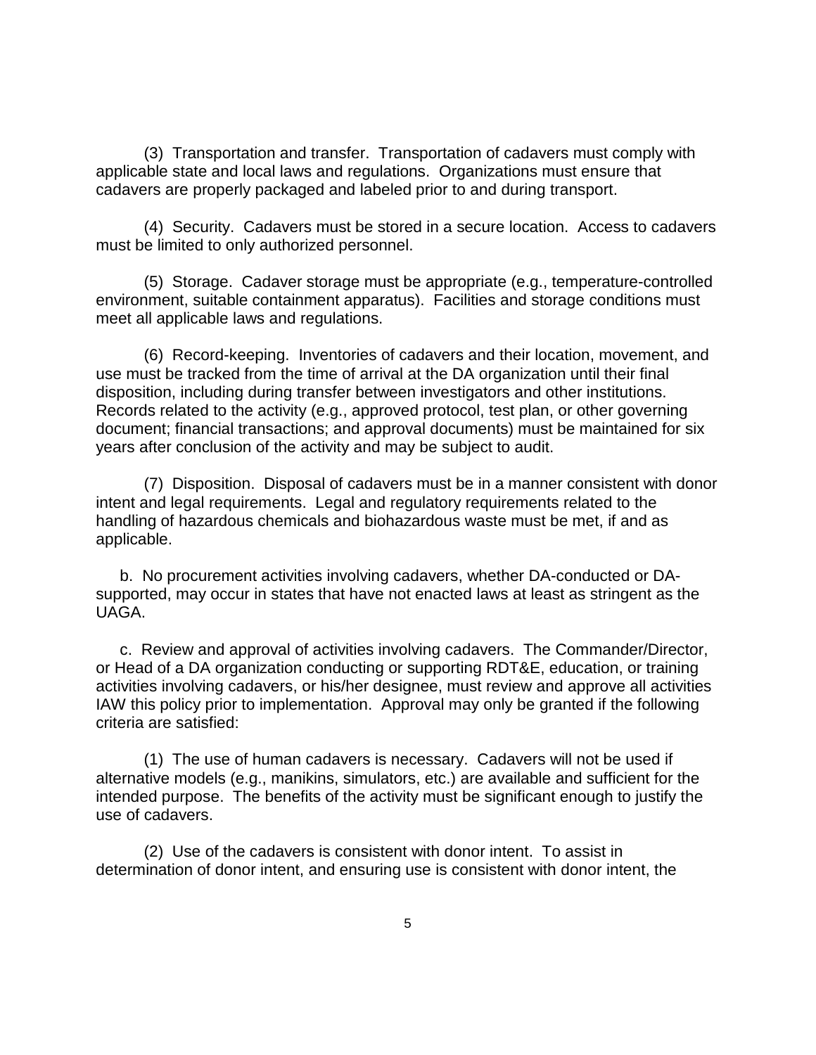(3) Transportation and transfer. Transportation of cadavers must comply with applicable state and local laws and regulations. Organizations must ensure that cadavers are properly packaged and labeled prior to and during transport.

(4) Security. Cadavers must be stored in a secure location. Access to cadavers must be limited to only authorized personnel.

(5) Storage. Cadaver storage must be appropriate (e.g., temperature-controlled environment, suitable containment apparatus). Facilities and storage conditions must meet all applicable laws and regulations.

(6) Record-keeping. Inventories of cadavers and their location, movement, and use must be tracked from the time of arrival at the DA organization until their final disposition, including during transfer between investigators and other institutions. Records related to the activity (e.g., approved protocol, test plan, or other governing document; financial transactions; and approval documents) must be maintained for six years after conclusion of the activity and may be subject to audit.

(7) Disposition. Disposal of cadavers must be in a manner consistent with donor intent and legal requirements. Legal and regulatory requirements related to the handling of hazardous chemicals and biohazardous waste must be met, if and as applicable.

b. No procurement activities involving cadavers, whether DA-conducted or DA-supported, may occur in states that have not enacted laws at least as stringent as the UAGA.

c. Review and approval of activities involving cadavers. The Commander/Director, or Head of a DA organization conducting or supporting RDT&E, education, or training activities involving cadavers, or his/her designee, must review and approve all activities IAW this policy prior to implementation. Approval may only be granted if the following criteria are satisfied:

(1) The use of human cadavers is necessary. Cadavers will not be used if alternative models (e.g., manikins, simulators, etc.) are available and sufficient for the intended purpose. The benefits of the activity must be significant enough to justify the use of cadavers.

(2) Use of the cadavers is consistent with donor intent. To assist in determination of donor intent, and ensuring use is consistent with donor intent, the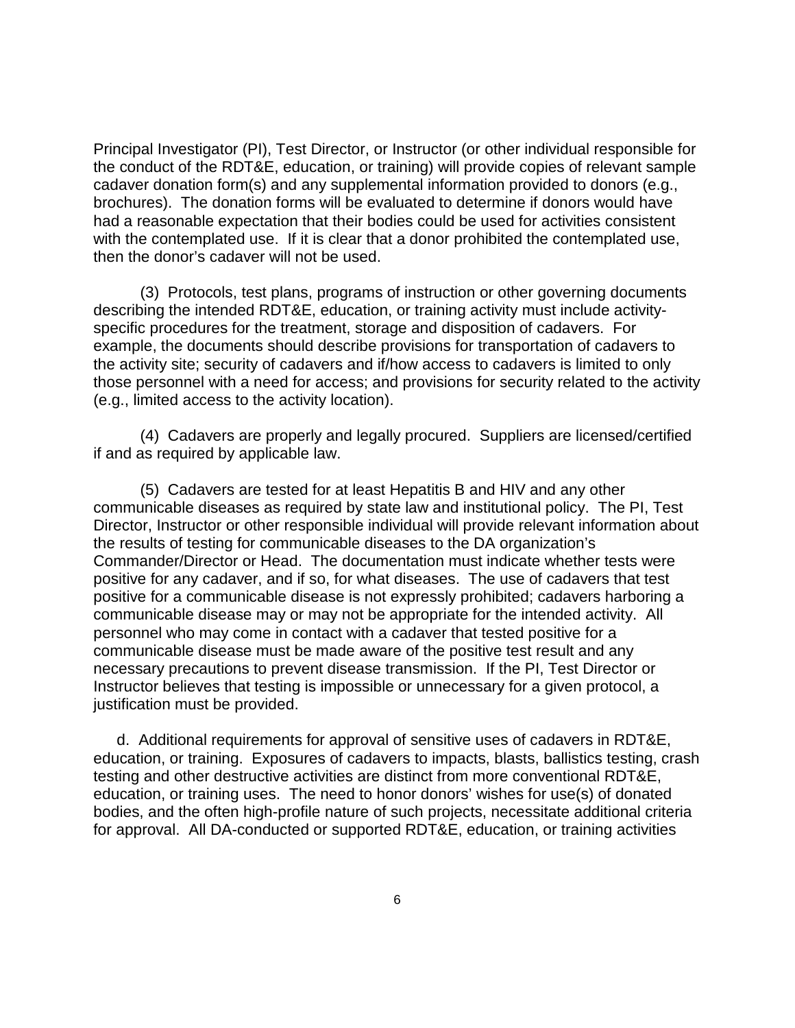Principal Investigator (PI), Test Director, or Instructor (or other individual responsible for the conduct of the RDT&E, education, or training) will provide copies of relevant sample cadaver donation form(s) and any supplemental information provided to donors (e.g., brochures). The donation forms will be evaluated to determine if donors would have had a reasonable expectation that their bodies could be used for activities consistent with the contemplated use. If it is clear that a donor prohibited the contemplated use, then the donor's cadaver will not be used.

(3) Protocols, test plans, programs of instruction or other governing documents describing the intended RDT&E, education, or training activity must include activity-specific procedures for the treatment, storage and disposition of cadavers. For example, the documents should describe provisions for transportation of cadavers to the activity site; security of cadavers and if/how access to cadavers is limited to only those personnel with a need for access; and provisions for security related to the activity (e.g., limited access to the activity location).

(4) Cadavers are properly and legally procured. Suppliers are licensed/certified if and as required by applicable law.

(5) Cadavers are tested for at least Hepatitis B and HIV and any other communicable diseases as required by state law and institutional policy. The PI, Test Director, Instructor or other responsible individual will provide relevant information about the results of testing for communicable diseases to the DA organization's Commander/Director or Head. The documentation must indicate whether tests were positive for any cadaver, and if so, for what diseases. The use of cadavers that test positive for a communicable disease is not expressly prohibited; cadavers harboring a communicable disease may or may not be appropriate for the intended activity. All personnel who may come in contact with a cadaver that tested positive for a communicable disease must be made aware of the positive test result and any necessary precautions to prevent disease transmission. If the PI, Test Director or Instructor believes that testing is impossible or unnecessary for a given protocol, a justification must be provided.

d. Additional requirements for approval of sensitive uses of cadavers in RDT&E, education, or training. Exposures of cadavers to impacts, blasts, ballistics testing, crash testing and other destructive activities are distinct from more conventional RDT&E, education, or training uses. The need to honor donors' wishes for use(s) of donated bodies, and the often high-profile nature of such projects, necessitate additional criteria for approval. All DA-conducted or supported RDT&E, education, or training activities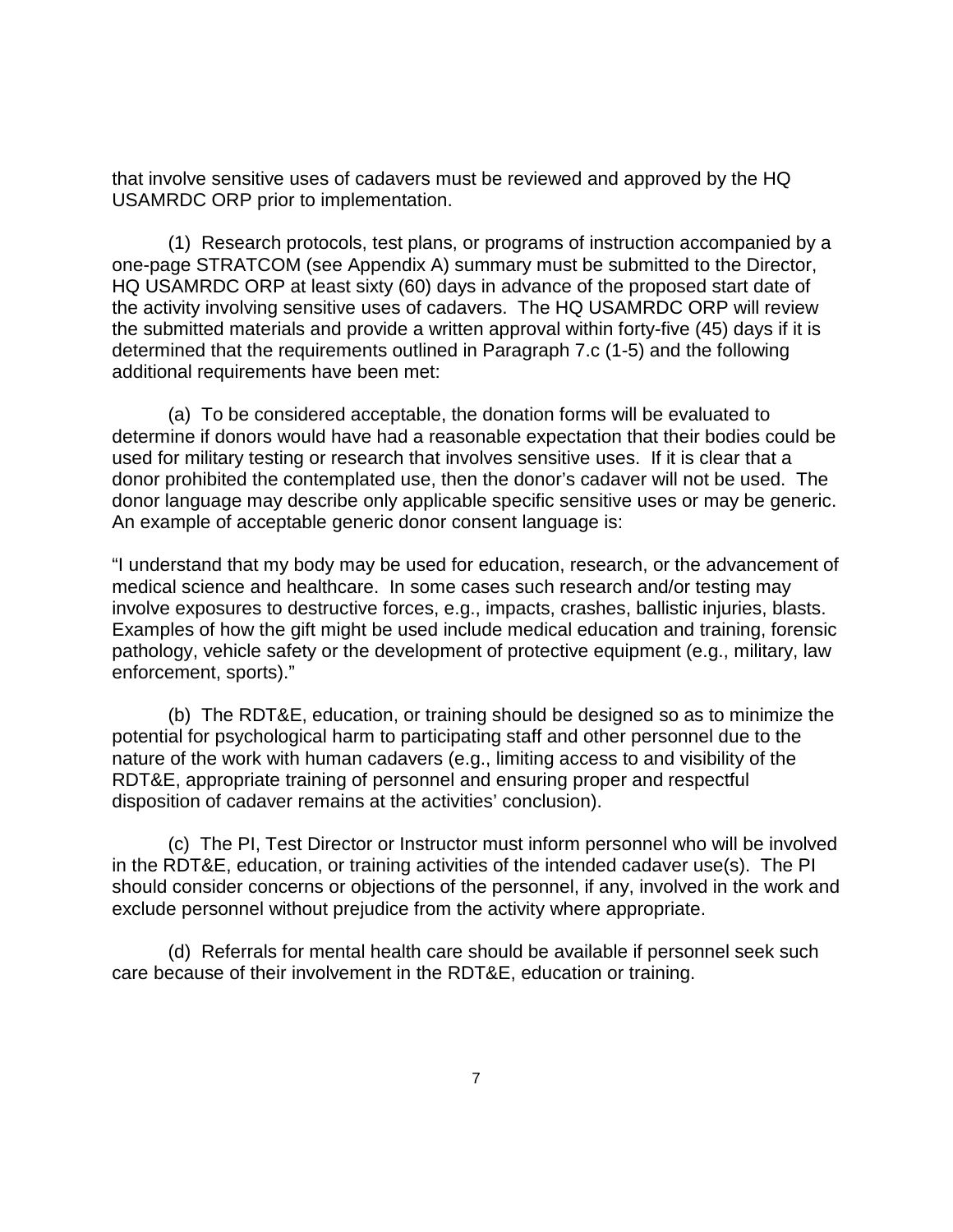that involve sensitive uses of cadavers must be reviewed and approved by the HQ USAMRDC ORP prior to implementation.

(1) Research protocols, test plans, or programs of instruction accompanied by a one-page STRATCOM (see Appendix A) summary must be submitted to the Director, HQ USAMRDC ORP at least sixty (60) days in advance of the proposed start date of the activity involving sensitive uses of cadavers. The HQ USAMRDC ORP will review the submitted materials and provide a written approval within forty-five (45) days if it is determined that the requirements outlined in Paragraph 7.c (1-5) and the following additional requirements have been met:

(a) To be considered acceptable, the donation forms will be evaluated to determine if donors would have had a reasonable expectation that their bodies could be used for military testing or research that involves sensitive uses. If it is clear that a donor prohibited the contemplated use, then the donor's cadaver will not be used. The donor language may describe only applicable specific sensitive uses or may be generic. An example of acceptable generic donor consent language is:

"I understand that my body may be used for education, research, or the advancement of medical science and healthcare. In some cases such research and/or testing may involve exposures to destructive forces, e.g., impacts, crashes, ballistic injuries, blasts. Examples of how the gift might be used include medical education and training, forensic pathology, vehicle safety or the development of protective equipment (e.g., military, law enforcement, sports)."

(b) The RDT&E, education, or training should be designed so as to minimize the potential for psychological harm to participating staff and other personnel due to the nature of the work with human cadavers (e.g., limiting access to and visibility of the RDT&E, appropriate training of personnel and ensuring proper and respectful disposition of cadaver remains at the activities' conclusion).

(c) The PI, Test Director or Instructor must inform personnel who will be involved in the RDT&E, education, or training activities of the intended cadaver use(s). The PI should consider concerns or objections of the personnel, if any, involved in the work and exclude personnel without prejudice from the activity where appropriate.

(d) Referrals for mental health care should be available if personnel seek such care because of their involvement in the RDT&E, education or training.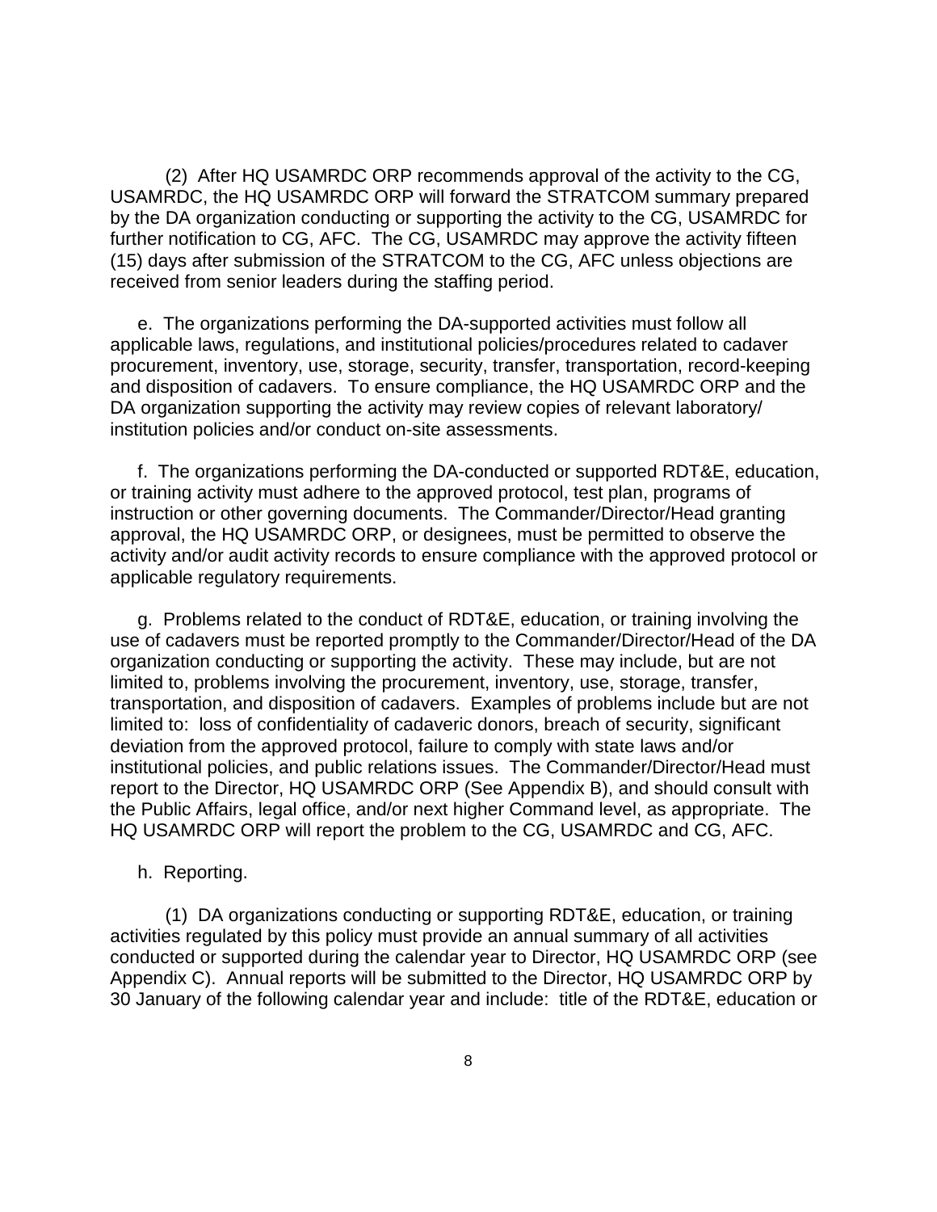(2) After HQ USAMRDC ORP recommends approval of the activity to the CG, USAMRDC, the HQ USAMRDC ORP will forward the STRATCOM summary prepared by the DA organization conducting or supporting the activity to the CG, USAMRDC for further notification to CG, AFC. The CG, USAMRDC may approve the activity fifteen (15) days after submission of the STRATCOM to the CG, AFC unless objections are received from senior leaders during the staffing period.

e. The organizations performing the DA-supported activities must follow all applicable laws, regulations, and institutional policies/procedures related to cadaver procurement, inventory, use, storage, security, transfer, transportation, record-keeping and disposition of cadavers. To ensure compliance, the HQ USAMRDC ORP and the DA organization supporting the activity may review copies of relevant laboratory/ institution policies and/or conduct on-site assessments.

f. The organizations performing the DA-conducted or supported RDT&E, education, or training activity must adhere to the approved protocol, test plan, programs of instruction or other governing documents. The Commander/Director/Head granting approval, the HQ USAMRDC ORP, or designees, must be permitted to observe the activity and/or audit activity records to ensure compliance with the approved protocol or applicable regulatory requirements.

g. Problems related to the conduct of RDT&E, education, or training involving the use of cadavers must be reported promptly to the Commander/Director/Head of the DA organization conducting or supporting the activity. These may include, but are not limited to, problems involving the procurement, inventory, use, storage, transfer, transportation, and disposition of cadavers. Examples of problems include but are not limited to: loss of confidentiality of cadaveric donors, breach of security, significant deviation from the approved protocol, failure to comply with state laws and/or institutional policies, and public relations issues. The Commander/Director/Head must report to the Director, HQ USAMRDC ORP (See Appendix B), and should consult with the Public Affairs, legal office, and/or next higher Command level, as appropriate. The HQ USAMRDC ORP will report the problem to the CG, USAMRDC and CG, AFC.

h. Reporting.

(1) DA organizations conducting or supporting RDT&E, education, or training activities regulated by this policy must provide an annual summary of all activities conducted or supported during the calendar year to Director, HQ USAMRDC ORP (see Appendix C). Annual reports will be submitted to the Director, HQ USAMRDC ORP by 30 January of the following calendar year and include: title of the RDT&E, education or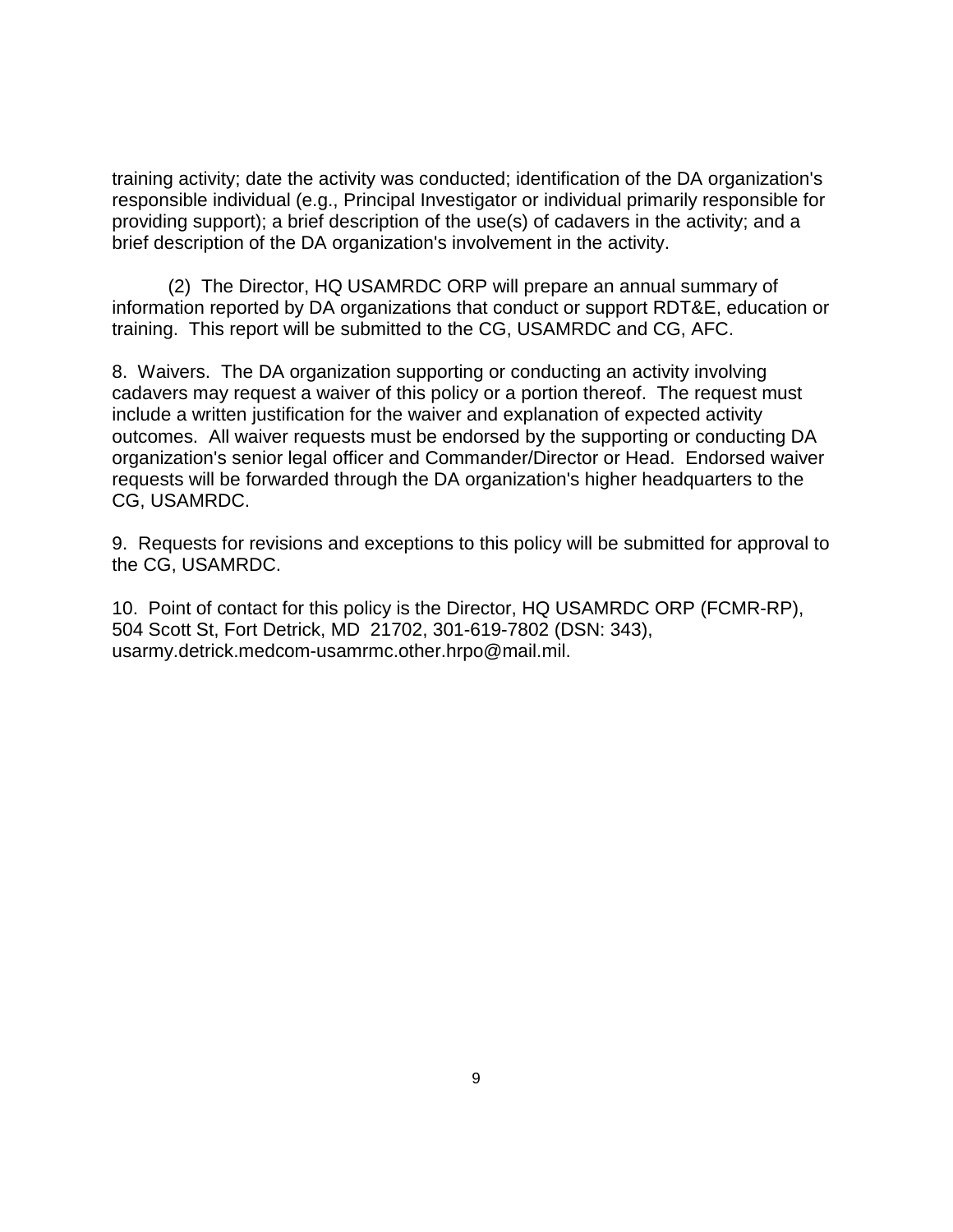training activity; date the activity was conducted; identification of the DA organization's responsible individual (e.g., Principal Investigator or individual primarily responsible for providing support); a brief description of the use(s) of cadavers in the activity; and a brief description of the DA organization's involvement in the activity.

(2) The Director, HQ USAMRDC ORP will prepare an annual summary of information reported by DA organizations that conduct or support RDT&E, education or training. This report will be submitted to the CG, USAMRDC and CG, AFC.

8. Waivers. The DA organization supporting or conducting an activity involving cadavers may request a waiver of this policy or a portion thereof. The request must include a written justification for the waiver and explanation of expected activity outcomes. All waiver requests must be endorsed by the supporting or conducting DA organization's senior legal officer and Commander/Director or Head. Endorsed waiver requests will be forwarded through the DA organization's higher headquarters to the CG, USAMRDC.

9. Requests for revisions and exceptions to this policy will be submitted for approval to the CG, USAMRDC.

10. Point of contact for this policy is the Director, HQ USAMRDC ORP (FCMR-RP), 504 Scott St, Fort Detrick, MD 21702, 301-619-7802 (DSN: 343), usarmy.detrick.medcom-usamrmc.other.hrpo@mail.mil.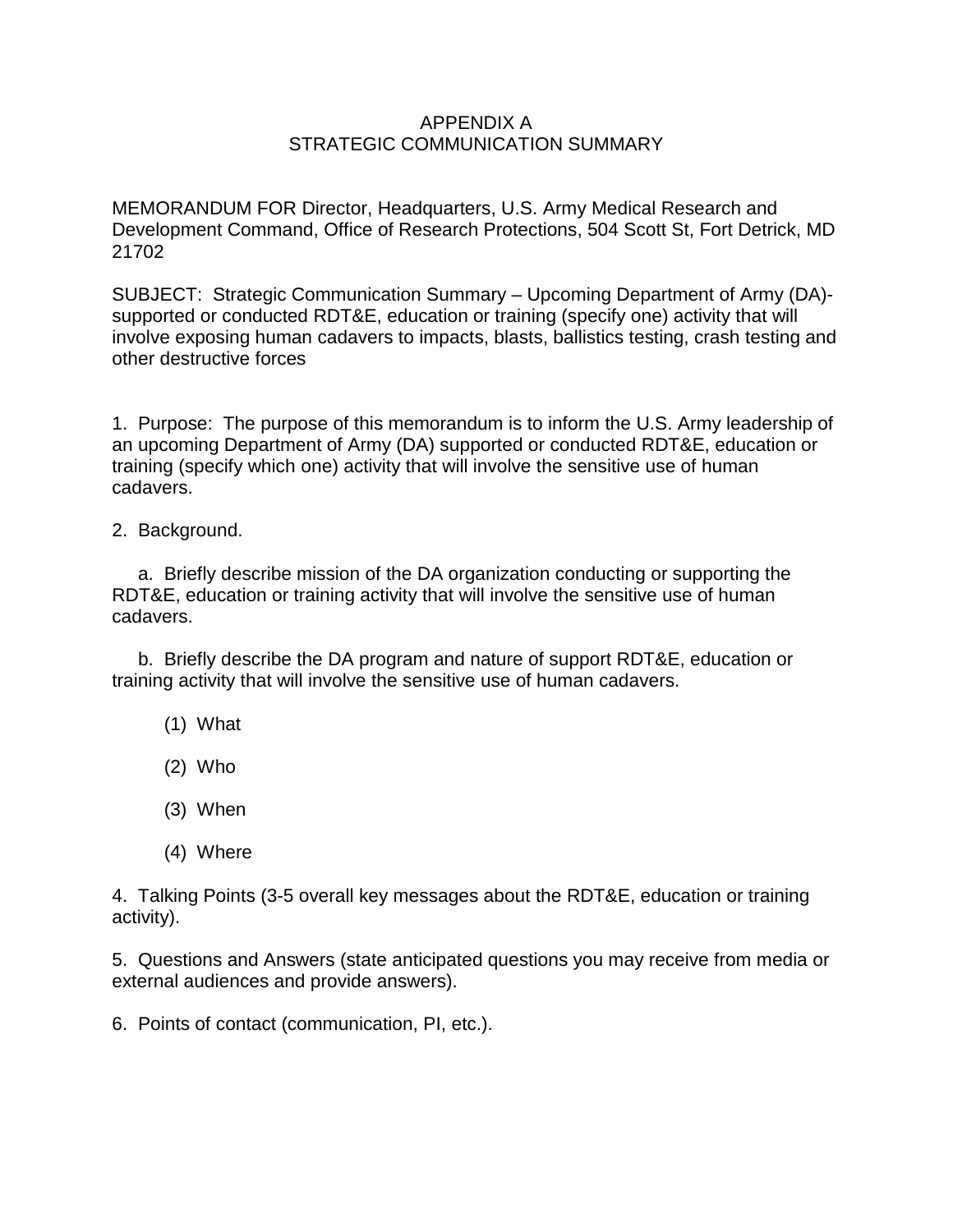# APPENDIX A
# STRATEGIC COMMUNICATION SUMMARY

MEMORANDUM FOR Director, Headquarters, U.S. Army Medical Research and Development Command, Office of Research Protections, 504 Scott St, Fort Detrick, MD 21702

SUBJECT: Strategic Communication Summary – Upcoming Department of Army (DA)-supported or conducted RDT&E, education or training (specify one) activity that will involve exposing human cadavers to impacts, blasts, ballistics testing, crash testing and other destructive forces

1. Purpose: The purpose of this memorandum is to inform the U.S. Army leadership of an upcoming Department of Army (DA) supported or conducted RDT&E, education or training (specify which one) activity that will involve the sensitive use of human cadavers.

2. Background.

   a. Briefly describe mission of the DA organization conducting or supporting the RDT&E, education or training activity that will involve the sensitive use of human cadavers.

   b. Briefly describe the DA program and nature of support RDT&E, education or training activity that will involve the sensitive use of human cadavers.

      (1) What

      (2) Who

      (3) When

      (4) Where

4. Talking Points (3-5 overall key messages about the RDT&E, education or training activity).

5. Questions and Answers (state anticipated questions you may receive from media or external audiences and provide answers).

6. Points of contact (communication, PI, etc.).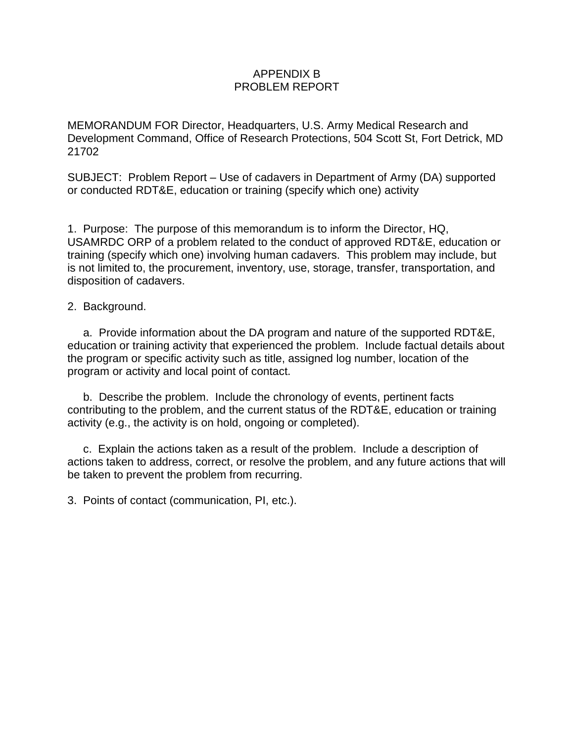# APPENDIX B
# PROBLEM REPORT

MEMORANDUM FOR Director, Headquarters, U.S. Army Medical Research and Development Command, Office of Research Protections, 504 Scott St, Fort Detrick, MD 21702

SUBJECT: Problem Report – Use of cadavers in Department of Army (DA) supported or conducted RDT&E, education or training (specify which one) activity

1. Purpose: The purpose of this memorandum is to inform the Director, HQ, USAMRDC ORP of a problem related to the conduct of approved RDT&E, education or training (specify which one) involving human cadavers. This problem may include, but is not limited to, the procurement, inventory, use, storage, transfer, transportation, and disposition of cadavers.

2. Background.

a. Provide information about the DA program and nature of the supported RDT&E, education or training activity that experienced the problem. Include factual details about the program or specific activity such as title, assigned log number, location of the program or activity and local point of contact.

b. Describe the problem. Include the chronology of events, pertinent facts contributing to the problem, and the current status of the RDT&E, education or training activity (e.g., the activity is on hold, ongoing or completed).

c. Explain the actions taken as a result of the problem. Include a description of actions taken to address, correct, or resolve the problem, and any future actions that will be taken to prevent the problem from recurring.

3. Points of contact (communication, PI, etc.).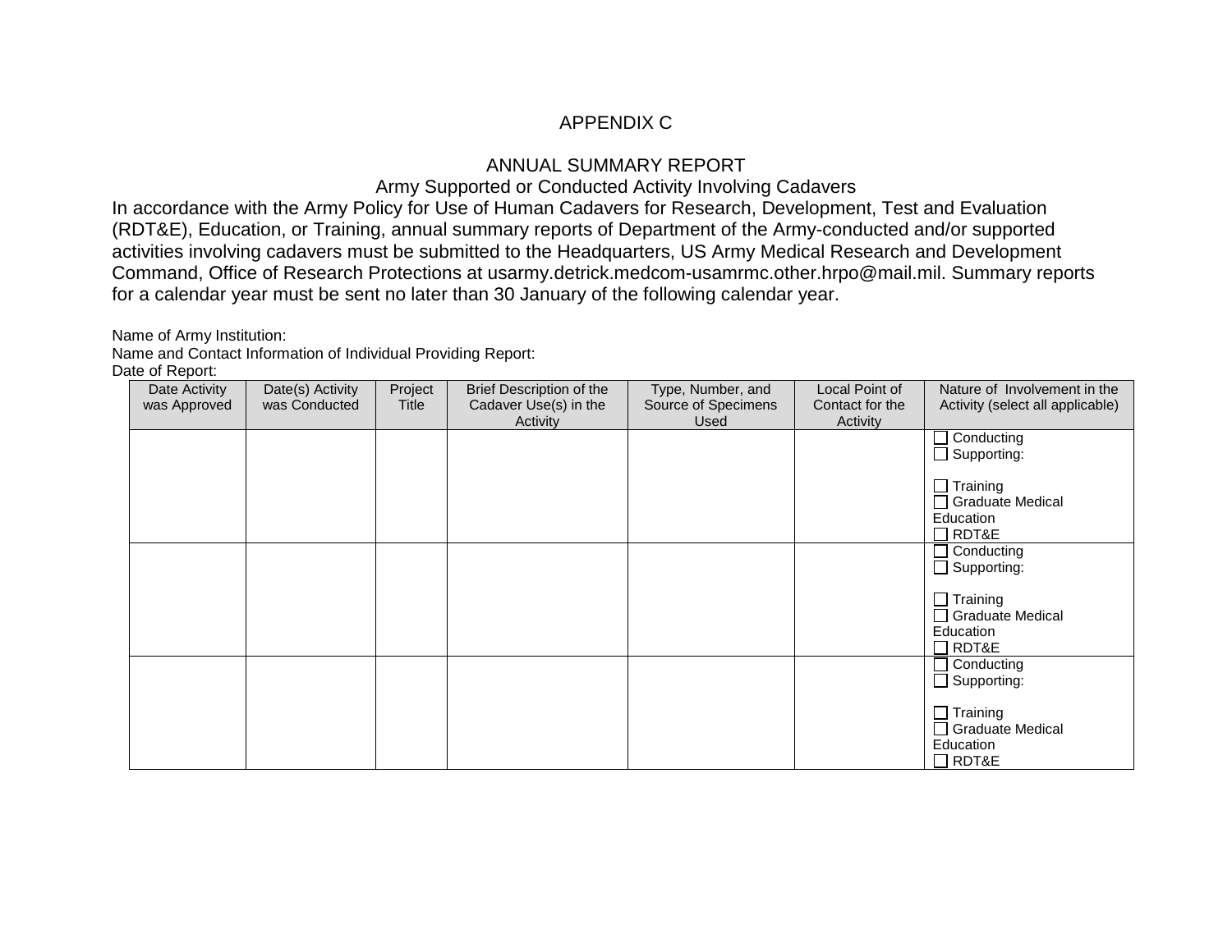# APPENDIX C

## ANNUAL SUMMARY REPORT

### Army Supported or Conducted Activity Involving Cadavers

In accordance with the Army Policy for Use of Human Cadavers for Research, Development, Test and Evaluation (RDT&E), Education, or Training, annual summary reports of Department of the Army-conducted and/or supported activities involving cadavers must be submitted to the Headquarters, US Army Medical Research and Development Command, Office of Research Protections at usarmy.detrick.medcom-usamrmc.other.hrpo@mail.mil. Summary reports for a calendar year must be sent no later than 30 January of the following calendar year.

Name of Army Institution:
Name and Contact Information of Individual Providing Report:
Date of Report:

| Date Activity was Approved | Date(s) Activity was Conducted | Project Title | Brief Description of the Cadaver Use(s) in the Activity | Type, Number, and Source of Specimens Used | Local Point of Contact for the Activity | Nature of Involvement in the Activity (select all applicable) |
|---|---|---|---|---|---|---|
| | | | | | | ☐ Conducting<br>☐ Supporting:<br><br>☐ Training<br>☐ Graduate Medical Education<br>☐ RDT&E |
| | | | | | | ☐ Conducting<br>☐ Supporting:<br><br>☐ Training<br>☐ Graduate Medical Education<br>☐ RDT&E |
| | | | | | | ☐ Conducting<br>☐ Supporting:<br><br>☐ Training<br>☐ Graduate Medical Education<br>☐ RDT&E |